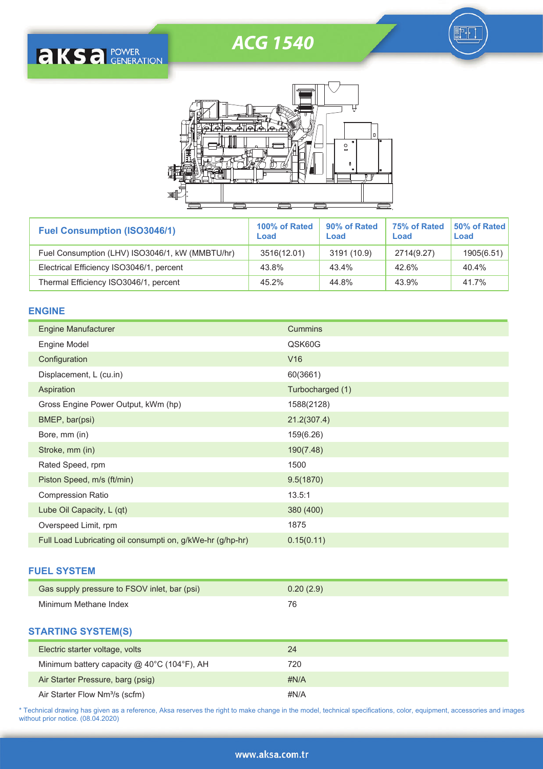# ACG 1540

| Fuel Consumption (ISO3046/1) | 100% of Rated Load | 90% of Rated Load | 75% of Rated Load | 50% of Rated Load |
|---|---|---|---|---|
| Fuel Consumption (LHV) ISO3046/1, kW (MMBTU/hr) | 3516(12.01) | 3191 (10.9) | 2714(9.27) | 1905(6.51) |
| Electrical Efficiency ISO3046/1, percent | 43.8% | 43.4% | 42.6% | 40.4% |
| Thermal Efficiency ISO3046/1, percent | 45.2% | 44.8% | 43.9% | 41.7% |

## ENGINE

| | |
|---|---|
| Engine Manufacturer | Cummins |
| Engine Model | QSK60G |
| Configuration | V16 |
| Displacement, L (cu.in) | 60(3661) |
| Aspiration | Turbocharged (1) |
| Gross Engine Power Output, kWm (hp) | 1588(2128) |
| BMEP, bar(psi) | 21.2(307.4) |
| Bore, mm (in) | 159(6.26) |
| Stroke, mm (in) | 190(7.48) |
| Rated Speed, rpm | 1500 |
| Piston Speed, m/s (ft/min) | 9.5(1870) |
| Compression Ratio | 13.5:1 |
| Lube Oil Capacity, L (qt) | 380 (400) |
| Overspeed Limit, rpm | 1875 |
| Full Load Lubricating oil consumpti on, g/kWe-hr (g/hp-hr) | 0.15(0.11) |

## FUEL SYSTEM

| | |
|---|---|
| Gas supply pressure to FSOV inlet, bar (psi) | 0.20 (2.9) |
| Minimum Methane Index | 76 |

## STARTING SYSTEM(S)

| | |
|---|---|
| Electric starter voltage, volts | 24 |
| Minimum battery capacity @ 40°C (104°F), AH | 720 |
| Air Starter Pressure, barg (psig) | #N/A |
| Air Starter Flow Nm³/s (scfm) | #N/A |

* Technical drawing has given as a reference, Aksa reserves the right to make change in the model, technical specifications, color, equipment, accessories and images without prior notice. (08.04.2020)

www.aksa.com.tr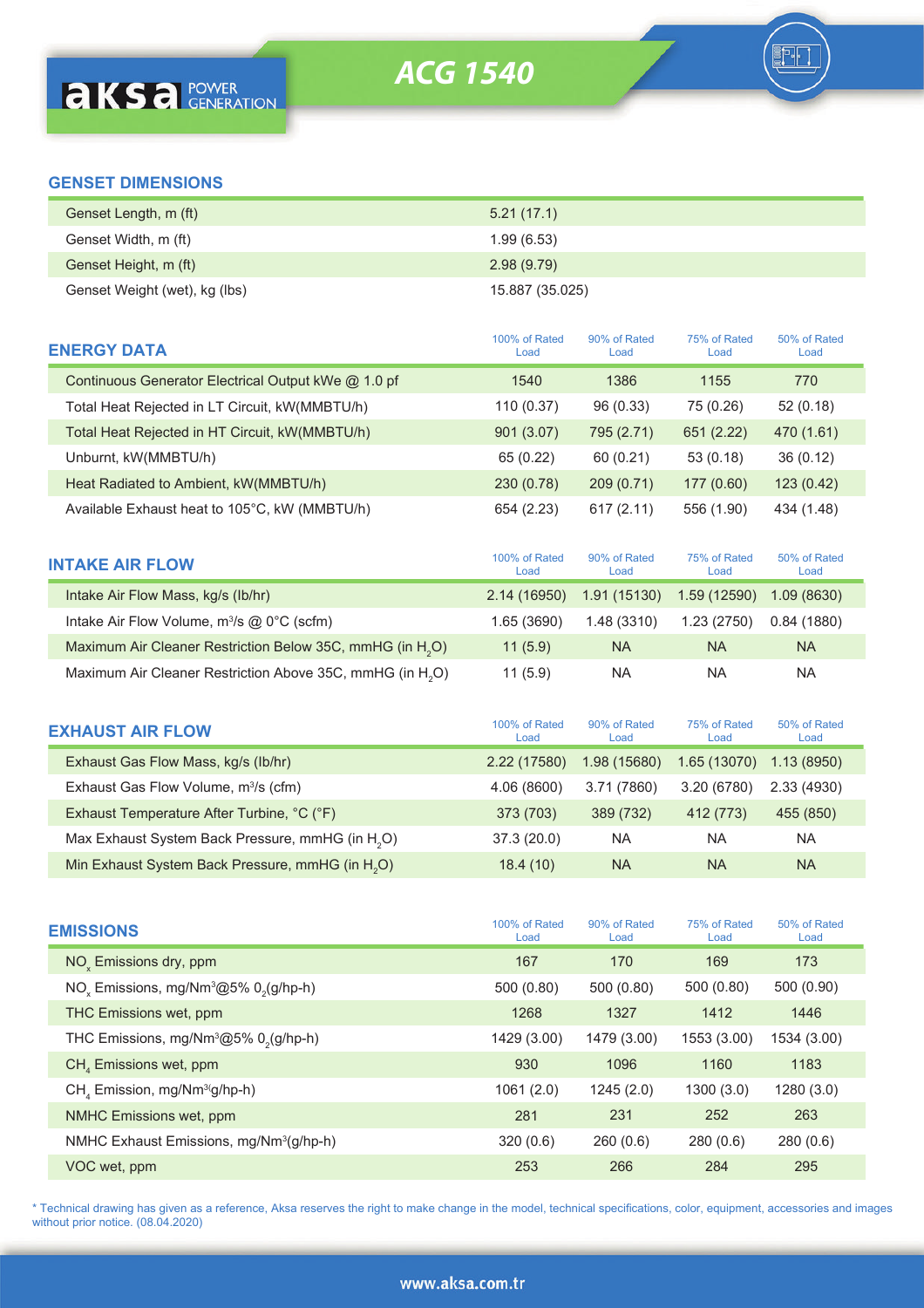# ACG 1540

## GENSET DIMENSIONS

| | |
|---|---|
| Genset Length, m (ft) | 5.21 (17.1) |
| Genset Width, m (ft) | 1.99 (6.53) |
| Genset Height, m (ft) | 2.98 (9.79) |
| Genset Weight (wet), kg (lbs) | 15.887 (35.025) |

## ENERGY DATA

| ENERGY DATA | 100% of Rated Load | 90% of Rated Load | 75% of Rated Load | 50% of Rated Load |
|---|---|---|---|---|
| Continuous Generator Electrical Output kWe @ 1.0 pf | 1540 | 1386 | 1155 | 770 |
| Total Heat Rejected in LT Circuit, kW(MMBTU/h) | 110 (0.37) | 96 (0.33) | 75 (0.26) | 52 (0.18) |
| Total Heat Rejected in HT Circuit, kW(MMBTU/h) | 901 (3.07) | 795 (2.71) | 651 (2.22) | 470 (1.61) |
| Unburnt, kW(MMBTU/h) | 65 (0.22) | 60 (0.21) | 53 (0.18) | 36 (0.12) |
| Heat Radiated to Ambient, kW(MMBTU/h) | 230 (0.78) | 209 (0.71) | 177 (0.60) | 123 (0.42) |
| Available Exhaust heat to 105°C, kW (MMBTU/h) | 654 (2.23) | 617 (2.11) | 556 (1.90) | 434 (1.48) |

## INTAKE AIR FLOW

| INTAKE AIR FLOW | 100% of Rated Load | 90% of Rated Load | 75% of Rated Load | 50% of Rated Load |
|---|---|---|---|---|
| Intake Air Flow Mass, kg/s (lb/hr) | 2.14 (16950) | 1.91 (15130) | 1.59 (12590) | 1.09 (8630) |
| Intake Air Flow Volume, m³/s @ 0°C (scfm) | 1.65 (3690) | 1.48 (3310) | 1.23 (2750) | 0.84 (1880) |
| Maximum Air Cleaner Restriction Below 35C, mmHG (in $H_2O$) | 11 (5.9) | NA | NA | NA |
| Maximum Air Cleaner Restriction Above 35C, mmHG (in $H_2O$) | 11 (5.9) | NA | NA | NA |

## EXHAUST AIR FLOW

| EXHAUST AIR FLOW | 100% of Rated Load | 90% of Rated Load | 75% of Rated Load | 50% of Rated Load |
|---|---|---|---|---|
| Exhaust Gas Flow Mass, kg/s (lb/hr) | 2.22 (17580) | 1.98 (15680) | 1.65 (13070) | 1.13 (8950) |
| Exhaust Gas Flow Volume, m³/s (cfm) | 4.06 (8600) | 3.71 (7860) | 3.20 (6780) | 2.33 (4930) |
| Exhaust Temperature After Turbine, °C (°F) | 373 (703) | 389 (732) | 412 (773) | 455 (850) |
| Max Exhaust System Back Pressure, mmHG (in $H_2O$) | 37.3 (20.0) | NA | NA | NA |
| Min Exhaust System Back Pressure, mmHG (in $H_2O$) | 18.4 (10) | NA | NA | NA |

## EMISSIONS

| EMISSIONS | 100% of Rated Load | 90% of Rated Load | 75% of Rated Load | 50% of Rated Load |
|---|---|---|---|---|
| $NO_x$ Emissions dry, ppm | 167 | 170 | 169 | 173 |
| $NO_x$ Emissions, mg/Nm³@5% $0_2$(g/hp-h) | 500 (0.80) | 500 (0.80) | 500 (0.80) | 500 (0.90) |
| THC Emissions wet, ppm | 1268 | 1327 | 1412 | 1446 |
| THC Emissions, mg/Nm³@5% $0_2$(g/hp-h) | 1429 (3.00) | 1479 (3.00) | 1553 (3.00) | 1534 (3.00) |
| $CH_4$ Emissions wet, ppm | 930 | 1096 | 1160 | 1183 |
| $CH_4$ Emission, mg/Nm³(g/hp-h) | 1061 (2.0) | 1245 (2.0) | 1300 (3.0) | 1280 (3.0) |
| NMHC Emissions wet, ppm | 281 | 231 | 252 | 263 |
| NMHC Exhaust Emissions, mg/Nm³(g/hp-h) | 320 (0.6) | 260 (0.6) | 280 (0.6) | 280 (0.6) |
| VOC wet, ppm | 253 | 266 | 284 | 295 |

* Technical drawing has given as a reference, Aksa reserves the right to make change in the model, technical specifications, color, equipment, accessories and images without prior notice. (08.04.2020)

www.aksa.com.tr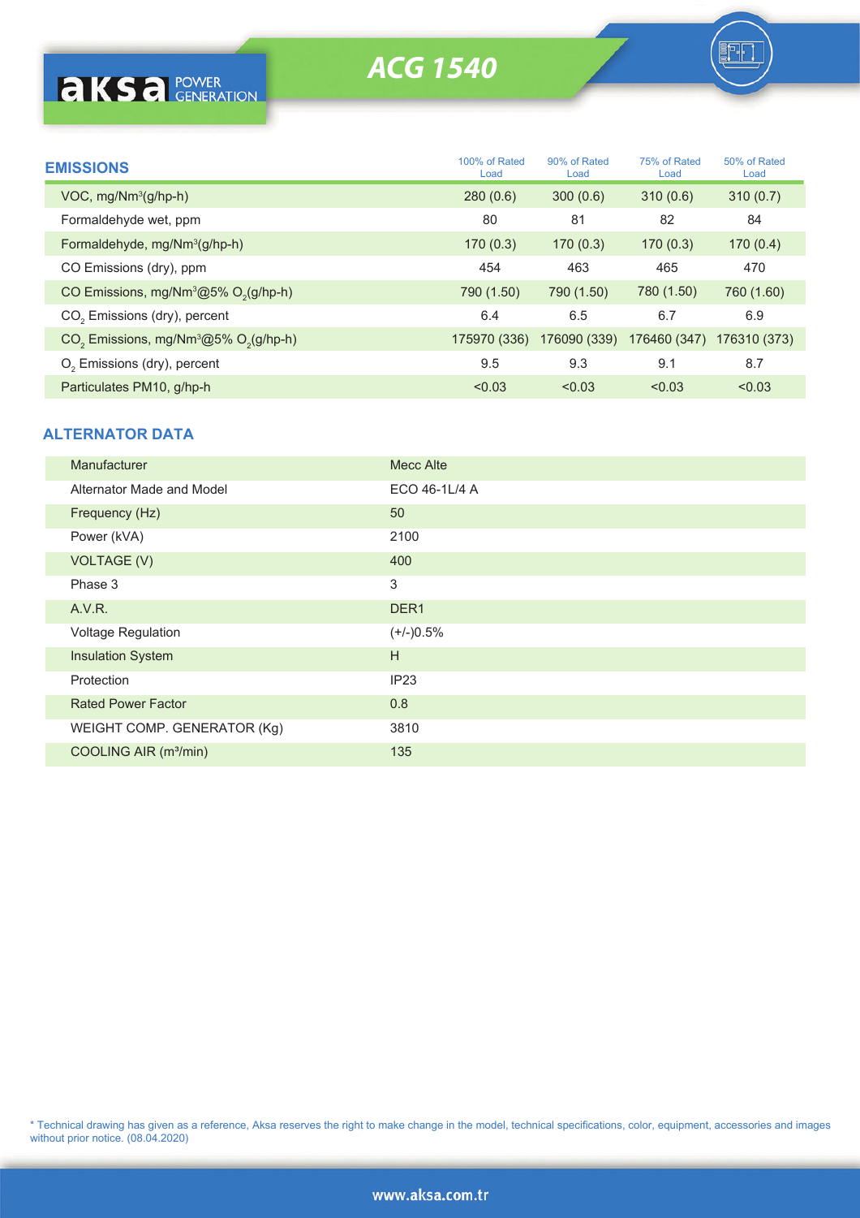# ACG 1540

## EMISSIONS

| EMISSIONS | 100% of Rated Load | 90% of Rated Load | 75% of Rated Load | 50% of Rated Load |
|---|---|---|---|---|
| VOC, mg/Nm³(g/hp-h) | 280 (0.6) | 300 (0.6) | 310 (0.6) | 310 (0.7) |
| Formaldehyde wet, ppm | 80 | 81 | 82 | 84 |
| Formaldehyde, mg/Nm³(g/hp-h) | 170 (0.3) | 170 (0.3) | 170 (0.3) | 170 (0.4) |
| CO Emissions (dry), ppm | 454 | 463 | 465 | 470 |
| CO Emissions, mg/Nm³@5% $O_2$(g/hp-h) | 790 (1.50) | 790 (1.50) | 780 (1.50) | 760 (1.60) |
| $CO_2$ Emissions (dry), percent | 6.4 | 6.5 | 6.7 | 6.9 |
| $CO_2$ Emissions, mg/Nm³@5% $O_2$(g/hp-h) | 175970 (336) | 176090 (339) | 176460 (347) | 176310 (373) |
| $O_2$ Emissions (dry), percent | 9.5 | 9.3 | 9.1 | 8.7 |
| Particulates PM10, g/hp-h | <0.03 | <0.03 | <0.03 | <0.03 |

## ALTERNATOR DATA

| | |
|---|---|
| Manufacturer | Mecc Alte |
| Alternator Made and Model | ECO 46-1L/4 A |
| Frequency (Hz) | 50 |
| Power (kVA) | 2100 |
| VOLTAGE (V) | 400 |
| Phase 3 | 3 |
| A.V.R. | DER1 |
| Voltage Regulation | (+/-)0.5% |
| Insulation System | H |
| Protection | IP23 |
| Rated Power Factor | 0.8 |
| WEIGHT COMP. GENERATOR (Kg) | 3810 |
| COOLING AIR (m³/min) | 135 |

* Technical drawing has given as a reference, Aksa reserves the right to make change in the model, technical specifications, color, equipment, accessories and images without prior notice. (08.04.2020)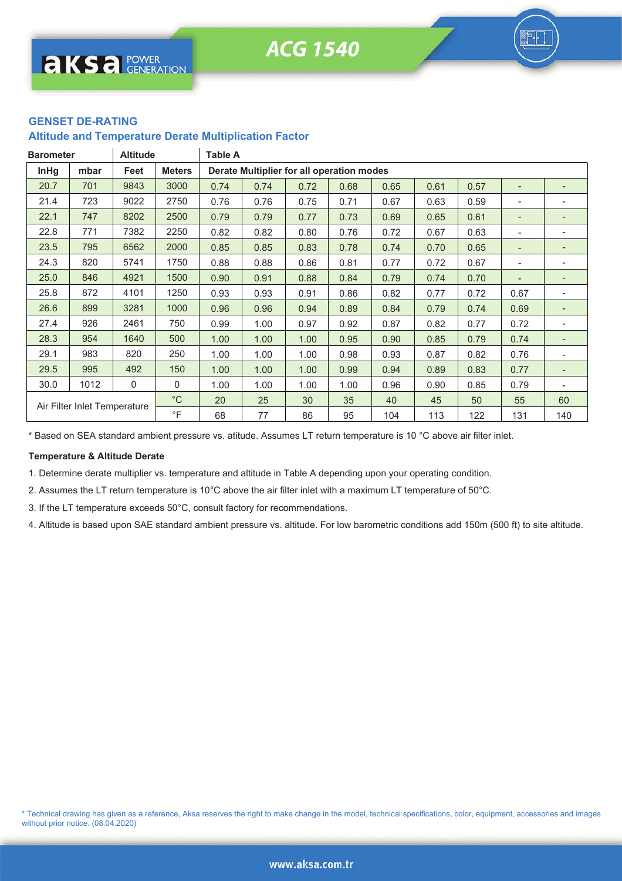## GENSET DE-RATING

### Altitude and Temperature Derate Multiplication Factor

| Barometer | | Altitude | | Table A | | | | | | | | |
|---|---|---|---|---|---|---|---|---|---|---|---|---|
| InHg | mbar | Feet | Meters | Derate Multiplier for all operation modes | | | | | | | | |
| 20.7 | 701 | 9843 | 3000 | 0.74 | 0.74 | 0.72 | 0.68 | 0.65 | 0.61 | 0.57 | - | - |
| 21.4 | 723 | 9022 | 2750 | 0.76 | 0.76 | 0.75 | 0.71 | 0.67 | 0.63 | 0.59 | - | - |
| 22.1 | 747 | 8202 | 2500 | 0.79 | 0.79 | 0.77 | 0.73 | 0.69 | 0.65 | 0.61 | - | - |
| 22.8 | 771 | 7382 | 2250 | 0.82 | 0.82 | 0.80 | 0.76 | 0.72 | 0.67 | 0.63 | - | - |
| 23.5 | 795 | 6562 | 2000 | 0.85 | 0.85 | 0.83 | 0.78 | 0.74 | 0.70 | 0.65 | - | - |
| 24.3 | 820 | 5741 | 1750 | 0.88 | 0.88 | 0.86 | 0.81 | 0.77 | 0.72 | 0.67 | - | - |
| 25.0 | 846 | 4921 | 1500 | 0.90 | 0.91 | 0.88 | 0.84 | 0.79 | 0.74 | 0.70 | - | - |
| 25.8 | 872 | 4101 | 1250 | 0.93 | 0.93 | 0.91 | 0.86 | 0.82 | 0.77 | 0.72 | 0.67 | - |
| 26.6 | 899 | 3281 | 1000 | 0.96 | 0.96 | 0.94 | 0.89 | 0.84 | 0.79 | 0.74 | 0.69 | - |
| 27.4 | 926 | 2461 | 750 | 0.99 | 1.00 | 0.97 | 0.92 | 0.87 | 0.82 | 0.77 | 0.72 | - |
| 28.3 | 954 | 1640 | 500 | 1.00 | 1.00 | 1.00 | 0.95 | 0.90 | 0.85 | 0.79 | 0.74 | - |
| 29.1 | 983 | 820 | 250 | 1.00 | 1.00 | 1.00 | 0.98 | 0.93 | 0.87 | 0.82 | 0.76 | - |
| 29.5 | 995 | 492 | 150 | 1.00 | 1.00 | 1.00 | 0.99 | 0.94 | 0.89 | 0.83 | 0.77 | - |
| 30.0 | 1012 | 0 | 0 | 1.00 | 1.00 | 1.00 | 1.00 | 0.96 | 0.90 | 0.85 | 0.79 | - |
| Air Filter Inlet Temperature | | | °C | 20 | 25 | 30 | 35 | 40 | 45 | 50 | 55 | 60 |
| | | | °F | 68 | 77 | 86 | 95 | 104 | 113 | 122 | 131 | 140 |

* Based on SEA standard ambient pressure vs. atitude. Assumes LT return temperature is 10 °C above air filter inlet.

**Temperature & Altitude Derate**

1. Determine derate multiplier vs. temperature and altitude in Table A depending upon your operating condition.
2. Assumes the LT return temperature is 10°C above the air filter inlet with a maximum LT temperature of 50°C.
3. If the LT temperature exceeds 50°C, consult factory for recommendations.
4. Altitude is based upon SAE standard ambient pressure vs. altitude. For low barometric conditions add 150m (500 ft) to site altitude.

* Technical drawing has given as a reference, Aksa reserves the right to make change in the model, technical specifications, color, equipment, accessories and images without prior notice. (08.04.2020)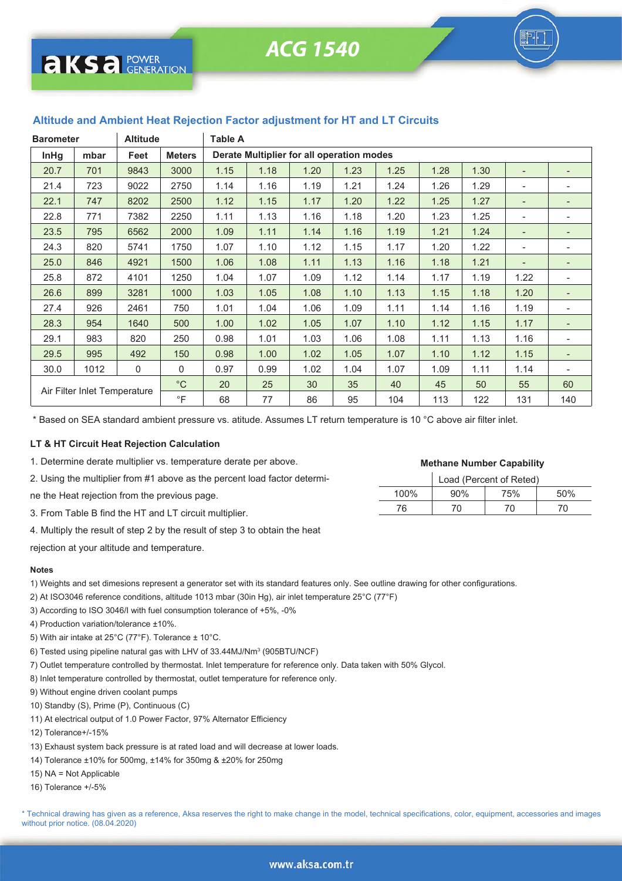## Altitude and Ambient Heat Rejection Factor adjustment for HT and LT Circuits

| Barometer | | Altitude | | Table A | | | | | | | | |
|---|---|---|---|---|---|---|---|---|---|---|---|---|
| InHg | mbar | Feet | Meters | Derate Multiplier for all operation modes | | | | | | | | |
| 20.7 | 701 | 9843 | 3000 | 1.15 | 1.18 | 1.20 | 1.23 | 1.25 | 1.28 | 1.30 | - | - |
| 21.4 | 723 | 9022 | 2750 | 1.14 | 1.16 | 1.19 | 1.21 | 1.24 | 1.26 | 1.29 | - | - |
| 22.1 | 747 | 8202 | 2500 | 1.12 | 1.15 | 1.17 | 1.20 | 1.22 | 1.25 | 1.27 | - | - |
| 22.8 | 771 | 7382 | 2250 | 1.11 | 1.13 | 1.16 | 1.18 | 1.20 | 1.23 | 1.25 | - | - |
| 23.5 | 795 | 6562 | 2000 | 1.09 | 1.11 | 1.14 | 1.16 | 1.19 | 1.21 | 1.24 | - | - |
| 24.3 | 820 | 5741 | 1750 | 1.07 | 1.10 | 1.12 | 1.15 | 1.17 | 1.20 | 1.22 | - | - |
| 25.0 | 846 | 4921 | 1500 | 1.06 | 1.08 | 1.11 | 1.13 | 1.16 | 1.18 | 1.21 | - | - |
| 25.8 | 872 | 4101 | 1250 | 1.04 | 1.07 | 1.09 | 1.12 | 1.14 | 1.17 | 1.19 | 1.22 | - |
| 26.6 | 899 | 3281 | 1000 | 1.03 | 1.05 | 1.08 | 1.10 | 1.13 | 1.15 | 1.18 | 1.20 | - |
| 27.4 | 926 | 2461 | 750 | 1.01 | 1.04 | 1.06 | 1.09 | 1.11 | 1.14 | 1.16 | 1.19 | - |
| 28.3 | 954 | 1640 | 500 | 1.00 | 1.02 | 1.05 | 1.07 | 1.10 | 1.12 | 1.15 | 1.17 | - |
| 29.1 | 983 | 820 | 250 | 0.98 | 1.01 | 1.03 | 1.06 | 1.08 | 1.11 | 1.13 | 1.16 | - |
| 29.5 | 995 | 492 | 150 | 0.98 | 1.00 | 1.02 | 1.05 | 1.07 | 1.10 | 1.12 | 1.15 | - |
| 30.0 | 1012 | 0 | 0 | 0.97 | 0.99 | 1.02 | 1.04 | 1.07 | 1.09 | 1.11 | 1.14 | - |
| Air Filter Inlet Temperature | | | °C | 20 | 25 | 30 | 35 | 40 | 45 | 50 | 55 | 60 |
| | | | °F | 68 | 77 | 86 | 95 | 104 | 113 | 122 | 131 | 140 |

* Based on SEA standard ambient pressure vs. atitude. Assumes LT return temperature is 10 °C above air filter inlet.

### LT & HT Circuit Heat Rejection Calculation

1. Determine derate multiplier vs. temperature derate per above.
2. Using the multiplier from #1 above as the percent load factor determine the Heat rejection from the previous page.
3. From Table B find the HT and LT circuit multiplier.
4. Multiply the result of step 2 by the result of step 3 to obtain the heat rejection at your altitude and temperature.

**Methane Number Capability**

| | Load (Percent of Reted) | | |
|---|---|---|---|
| 100% | 90% | 75% | 50% |
| 76 | 70 | 70 | 70 |

**Notes**

1) Weights and set dimesions represent a generator set with its standard features only. See outline drawing for other configurations.
2) At ISO3046 reference conditions, altitude 1013 mbar (30in Hg), air inlet temperature 25°C (77°F)
3) According to ISO 3046/I with fuel consumption tolerance of +5%, -0%
4) Production variation/tolerance ±10%.
5) With air intake at 25°C (77°F). Tolerance ± 10°C.
6) Tested using pipeline natural gas with LHV of 33.44MJ/Nm³ (905BTU/NCF)
7) Outlet temperature controlled by thermostat. Inlet temperature for reference only. Data taken with 50% Glycol.
8) Inlet temperature controlled by thermostat, outlet temperature for reference only.
9) Without engine driven coolant pumps
10) Standby (S), Prime (P), Continuous (C)
11) At electrical output of 1.0 Power Factor, 97% Alternator Efficiency
12) Tolerance+/-15%
13) Exhaust system back pressure is at rated load and will decrease at lower loads.
14) Tolerance ±10% for 500mg, ±14% for 350mg & ±20% for 250mg
15) NA = Not Applicable
16) Tolerance +/-5%

* Technical drawing has given as a reference, Aksa reserves the right to make change in the model, technical specifications, color, equipment, accessories and images without prior notice. (08.04.2020)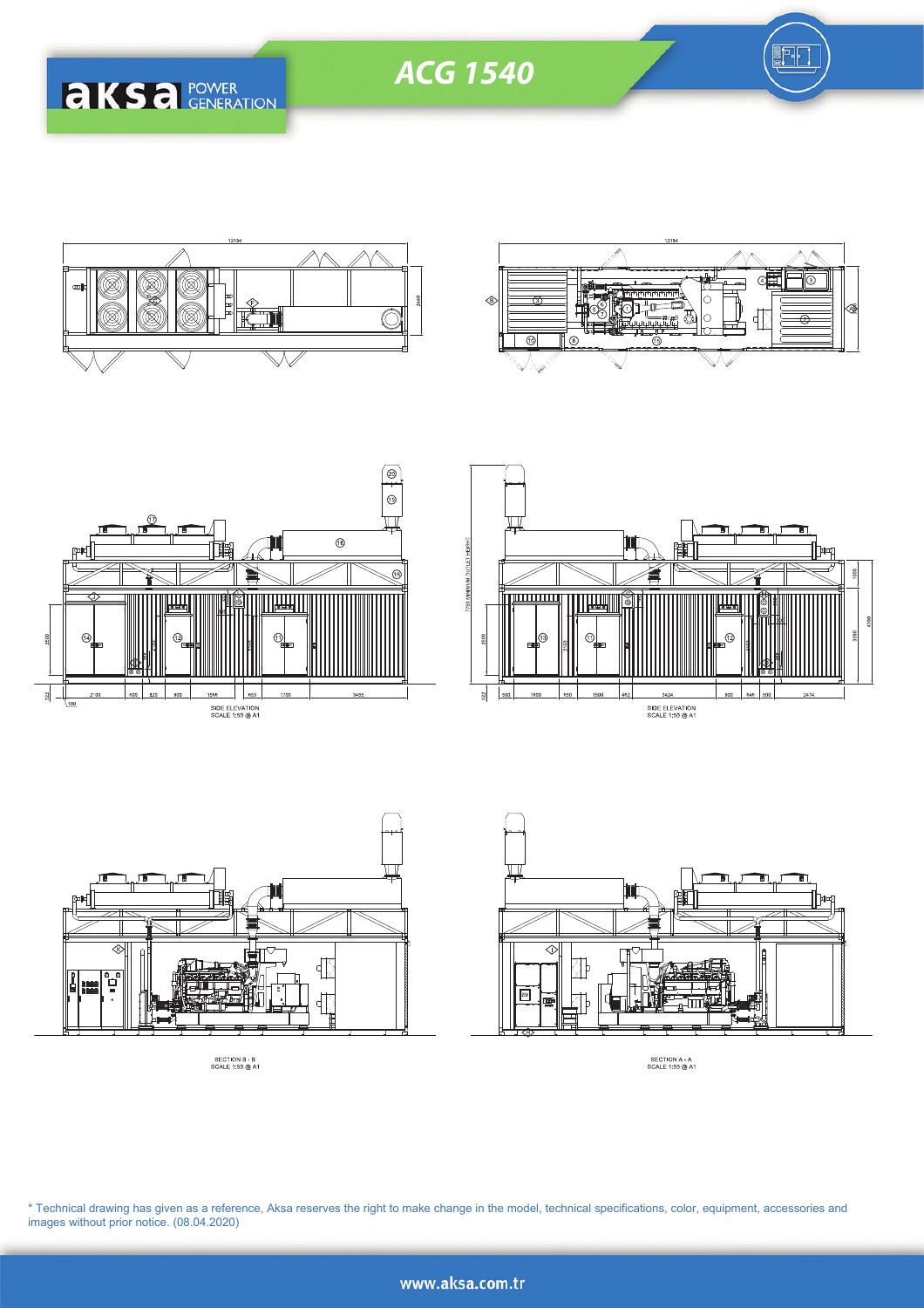# ACG 1540

12194

12194

2440

2500

322

100

2100 | 600 | 520 | 900 | 1556 | 663 | 1700 | 3465

SIDE ELEVATION
SCALE 1:50 @ A1

7759 MINIMUM OUTLET HEIGHT

2500

322

500 | 1500 | 650 | 1500 | 462 | 3424 | 900 | 648 | 500 | 2474

SIDE ELEVATION
SCALE 1:50 @ A1

1500

3380

4380

SECTION B - B
SCALE 1:50 @ A1

SECTION A - A
SCALE 1:50 @ A1

* Technical drawing has given as a reference, Aksa reserves the right to make change in the model, technical specifications, color, equipment, accessories and images without prior notice. (08.04.2020)

www.aksa.com.tr